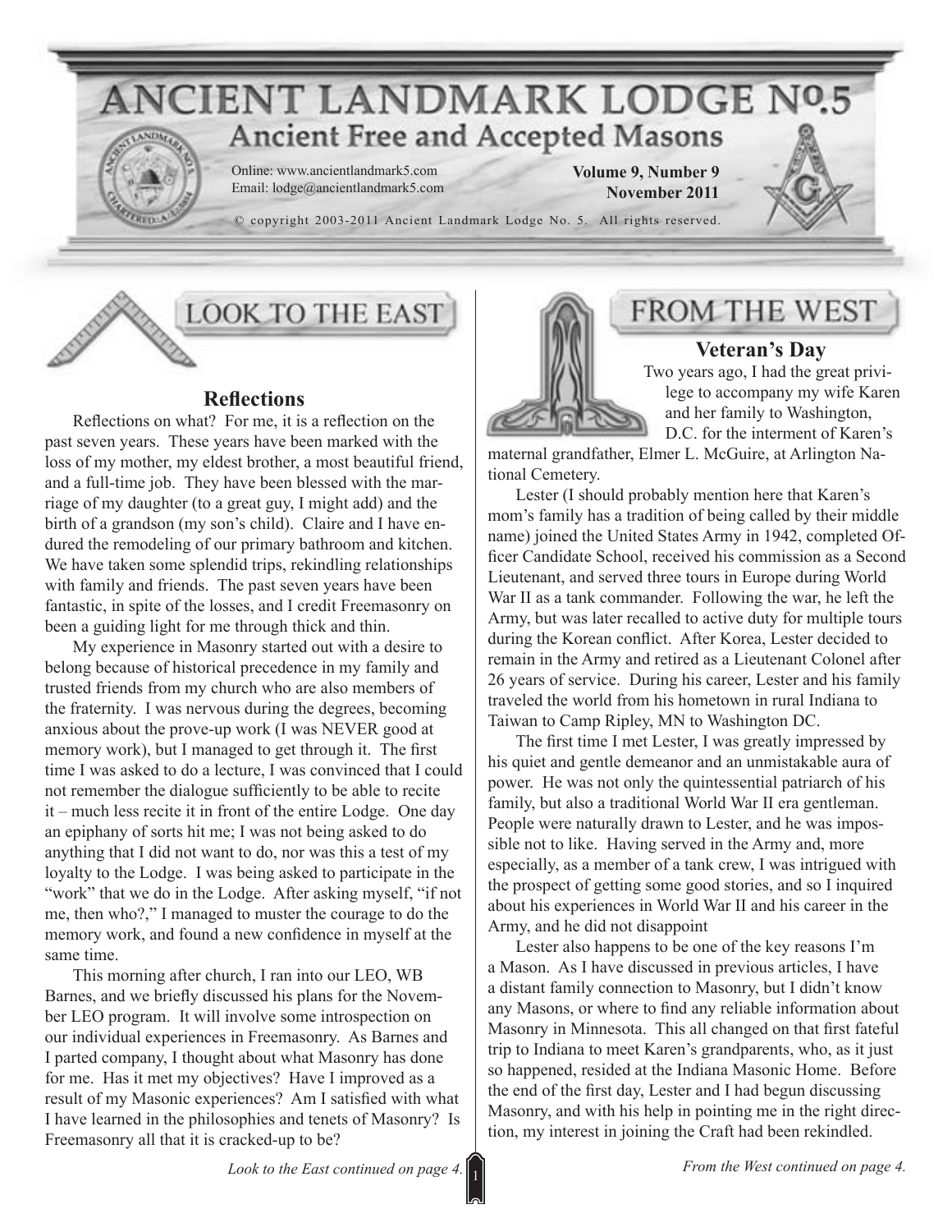# ANCIENT LANDMARK LODGE No.5

## Ancient Free and Accepted Masons

Online: www.ancientlandmark5.com
Email: lodge@ancientlandmark5.com

**Volume 9, Number 9**
**November 2011**

© copyright 2003-2011 Ancient Landmark Lodge No. 5. All rights reserved.

## LOOK TO THE EAST

### Reflections

Reflections on what? For me, it is a reflection on the past seven years. These years have been marked with the loss of my mother, my eldest brother, a most beautiful friend, and a full-time job. They have been blessed with the marriage of my daughter (to a great guy, I might add) and the birth of a grandson (my son's child). Claire and I have endured the remodeling of our primary bathroom and kitchen. We have taken some splendid trips, rekindling relationships with family and friends. The past seven years have been fantastic, in spite of the losses, and I credit Freemasonry on been a guiding light for me through thick and thin.

My experience in Masonry started out with a desire to belong because of historical precedence in my family and trusted friends from my church who are also members of the fraternity. I was nervous during the degrees, becoming anxious about the prove-up work (I was NEVER good at memory work), but I managed to get through it. The first time I was asked to do a lecture, I was convinced that I could not remember the dialogue sufficiently to be able to recite it – much less recite it in front of the entire Lodge. One day an epiphany of sorts hit me; I was not being asked to do anything that I did not want to do, nor was this a test of my loyalty to the Lodge. I was being asked to participate in the "work" that we do in the Lodge. After asking myself, "if not me, then who?," I managed to muster the courage to do the memory work, and found a new confidence in myself at the same time.

This morning after church, I ran into our LEO, WB Barnes, and we briefly discussed his plans for the November LEO program. It will involve some introspection on our individual experiences in Freemasonry. As Barnes and I parted company, I thought about what Masonry has done for me. Has it met my objectives? Have I improved as a result of my Masonic experiences? Am I satisfied with what I have learned in the philosophies and tenets of Masonry? Is Freemasonry all that it is cracked-up to be?

*Look to the East continued on page 4.*

## FROM THE WEST

### Veteran's Day

Two years ago, I had the great privilege to accompany my wife Karen and her family to Washington, D.C. for the interment of Karen's maternal grandfather, Elmer L. McGuire, at Arlington National Cemetery.

Lester (I should probably mention here that Karen's mom's family has a tradition of being called by their middle name) joined the United States Army in 1942, completed Officer Candidate School, received his commission as a Second Lieutenant, and served three tours in Europe during World War II as a tank commander. Following the war, he left the Army, but was later recalled to active duty for multiple tours during the Korean conflict. After Korea, Lester decided to remain in the Army and retired as a Lieutenant Colonel after 26 years of service. During his career, Lester and his family traveled the world from his hometown in rural Indiana to Taiwan to Camp Ripley, MN to Washington DC.

The first time I met Lester, I was greatly impressed by his quiet and gentle demeanor and an unmistakable aura of power. He was not only the quintessential patriarch of his family, but also a traditional World War II era gentleman. People were naturally drawn to Lester, and he was impossible not to like. Having served in the Army and, more especially, as a member of a tank crew, I was intrigued with the prospect of getting some good stories, and so I inquired about his experiences in World War II and his career in the Army, and he did not disappoint

Lester also happens to be one of the key reasons I'm a Mason. As I have discussed in previous articles, I have a distant family connection to Masonry, but I didn't know any Masons, or where to find any reliable information about Masonry in Minnesota. This all changed on that first fateful trip to Indiana to meet Karen's grandparents, who, as it just so happened, resided at the Indiana Masonic Home. Before the end of the first day, Lester and I had begun discussing Masonry, and with his help in pointing me in the right direction, my interest in joining the Craft had been rekindled.

*From the West continued on page 4.*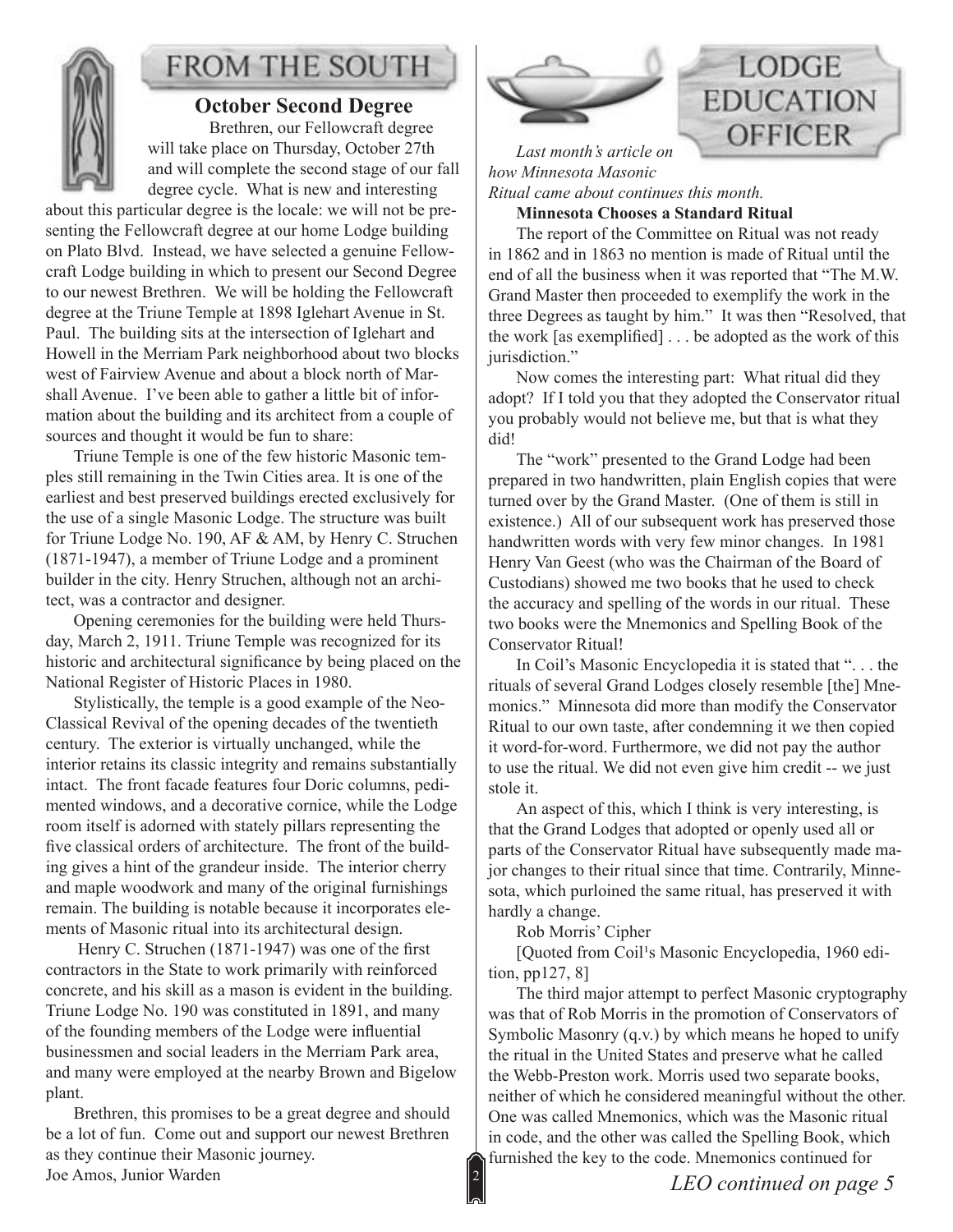## FROM THE SOUTH

### October Second Degree

Brethren, our Fellowcraft degree will take place on Thursday, October 27th and will complete the second stage of our fall degree cycle. What is new and interesting about this particular degree is the locale: we will not be presenting the Fellowcraft degree at our home Lodge building on Plato Blvd. Instead, we have selected a genuine Fellowcraft Lodge building in which to present our Second Degree to our newest Brethren. We will be holding the Fellowcraft degree at the Triune Temple at 1898 Iglehart Avenue in St. Paul. The building sits at the intersection of Iglehart and Howell in the Merriam Park neighborhood about two blocks west of Fairview Avenue and about a block north of Marshall Avenue. I've been able to gather a little bit of information about the building and its architect from a couple of sources and thought it would be fun to share:

Triune Temple is one of the few historic Masonic temples still remaining in the Twin Cities area. It is one of the earliest and best preserved buildings erected exclusively for the use of a single Masonic Lodge. The structure was built for Triune Lodge No. 190, AF & AM, by Henry C. Struchen (1871-1947), a member of Triune Lodge and a prominent builder in the city. Henry Struchen, although not an architect, was a contractor and designer.

Opening ceremonies for the building were held Thursday, March 2, 1911. Triune Temple was recognized for its historic and architectural significance by being placed on the National Register of Historic Places in 1980.

Stylistically, the temple is a good example of the Neo-Classical Revival of the opening decades of the twentieth century. The exterior is virtually unchanged, while the interior retains its classic integrity and remains substantially intact. The front facade features four Doric columns, pedimented windows, and a decorative cornice, while the Lodge room itself is adorned with stately pillars representing the five classical orders of architecture. The front of the building gives a hint of the grandeur inside. The interior cherry and maple woodwork and many of the original furnishings remain. The building is notable because it incorporates elements of Masonic ritual into its architectural design.

Henry C. Struchen (1871-1947) was one of the first contractors in the State to work primarily with reinforced concrete, and his skill as a mason is evident in the building. Triune Lodge No. 190 was constituted in 1891, and many of the founding members of the Lodge were influential businessmen and social leaders in the Merriam Park area, and many were employed at the nearby Brown and Bigelow plant.

Brethren, this promises to be a great degree and should be a lot of fun. Come out and support our newest Brethren as they continue their Masonic journey.

Joe Amos, Junior Warden

## LODGE EDUCATION OFFICER

*Last month's article on how Minnesota Masonic Ritual came about continues this month.*

**Minnesota Chooses a Standard Ritual**

The report of the Committee on Ritual was not ready in 1862 and in 1863 no mention is made of Ritual until the end of all the business when it was reported that "The M.W. Grand Master then proceeded to exemplify the work in the three Degrees as taught by him." It was then "Resolved, that the work [as exemplified] . . . be adopted as the work of this jurisdiction."

Now comes the interesting part: What ritual did they adopt? If I told you that they adopted the Conservator ritual you probably would not believe me, but that is what they did!

The "work" presented to the Grand Lodge had been prepared in two handwritten, plain English copies that were turned over by the Grand Master. (One of them is still in existence.) All of our subsequent work has preserved those handwritten words with very few minor changes. In 1981 Henry Van Geest (who was the Chairman of the Board of Custodians) showed me two books that he used to check the accuracy and spelling of the words in our ritual. These two books were the Mnemonics and Spelling Book of the Conservator Ritual!

In Coil's Masonic Encyclopedia it is stated that ". . . the rituals of several Grand Lodges closely resemble [the] Mnemonics." Minnesota did more than modify the Conservator Ritual to our own taste, after condemning it we then copied it word-for-word. Furthermore, we did not pay the author to use the ritual. We did not even give him credit -- we just stole it.

An aspect of this, which I think is very interesting, is that the Grand Lodges that adopted or openly used all or parts of the Conservator Ritual have subsequently made major changes to their ritual since that time. Contrarily, Minnesota, which purloined the same ritual, has preserved it with hardly a change.

Rob Morris' Cipher

[Quoted from Coil's Masonic Encyclopedia, 1960 edition, pp127, 8]

The third major attempt to perfect Masonic cryptography was that of Rob Morris in the promotion of Conservators of Symbolic Masonry (q.v.) by which means he hoped to unify the ritual in the United States and preserve what he called the Webb-Preston work. Morris used two separate books, neither of which he considered meaningful without the other. One was called Mnemonics, which was the Masonic ritual in code, and the other was called the Spelling Book, which furnished the key to the code. Mnemonics continued for

*LEO continued on page 5*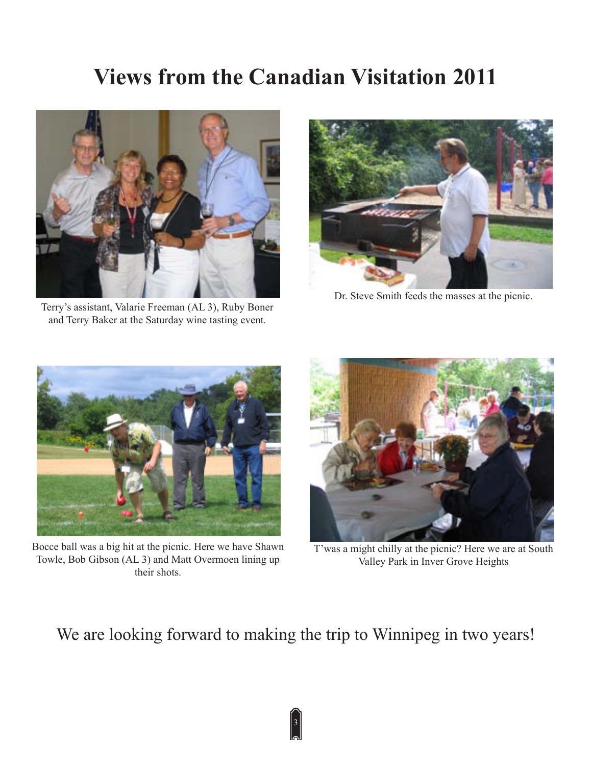# Views from the Canadian Visitation 2011

Terry's assistant, Valarie Freeman (AL 3), Ruby Boner and Terry Baker at the Saturday wine tasting event.

Dr. Steve Smith feeds the masses at the picnic.

Bocce ball was a big hit at the picnic. Here we have Shawn Towle, Bob Gibson (AL 3) and Matt Overmoen lining up their shots.

T'was a might chilly at the picnic? Here we are at South Valley Park in Inver Grove Heights

We are looking forward to making the trip to Winnipeg in two years!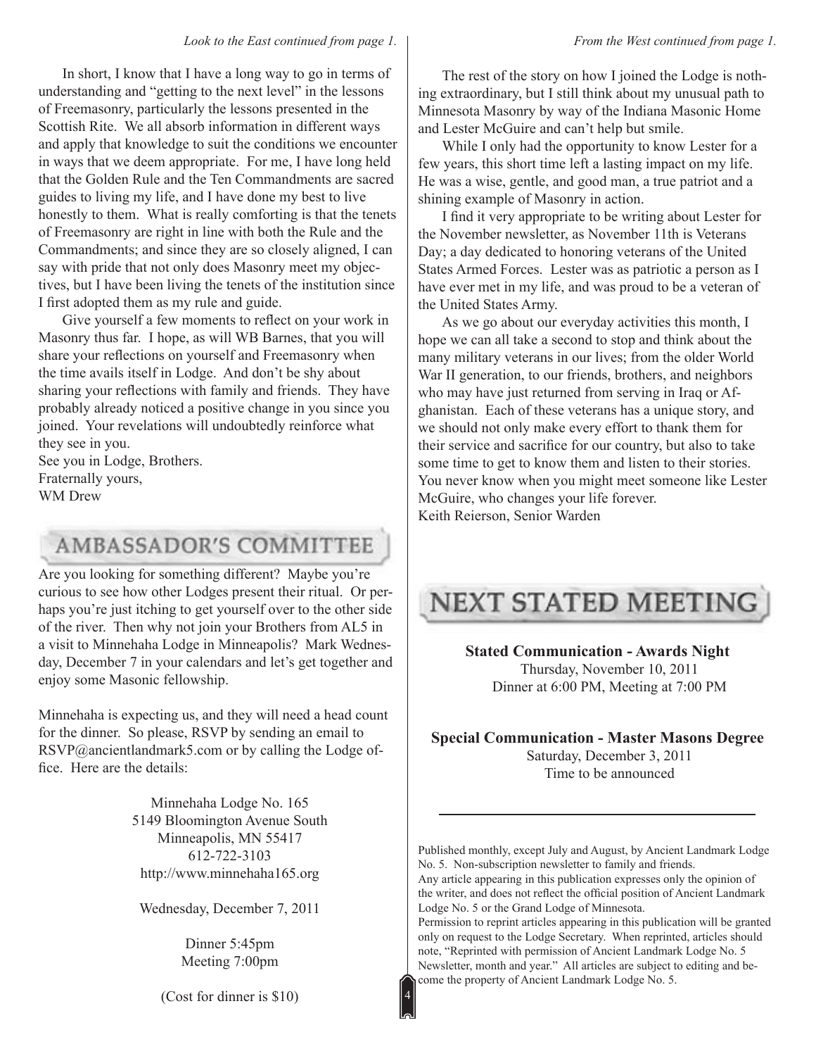*Look to the East continued from page 1.*

In short, I know that I have a long way to go in terms of understanding and "getting to the next level" in the lessons of Freemasonry, particularly the lessons presented in the Scottish Rite. We all absorb information in different ways and apply that knowledge to suit the conditions we encounter in ways that we deem appropriate. For me, I have long held that the Golden Rule and the Ten Commandments are sacred guides to living my life, and I have done my best to live honestly to them. What is really comforting is that the tenets of Freemasonry are right in line with both the Rule and the Commandments; and since they are so closely aligned, I can say with pride that not only does Masonry meet my objectives, but I have been living the tenets of the institution since I first adopted them as my rule and guide.

Give yourself a few moments to reflect on your work in Masonry thus far. I hope, as will WB Barnes, that you will share your reflections on yourself and Freemasonry when the time avails itself in Lodge. And don't be shy about sharing your reflections with family and friends. They have probably already noticed a positive change in you since you joined. Your revelations will undoubtedly reinforce what they see in you.

See you in Lodge, Brothers.
Fraternally yours,
WM Drew

## AMBASSADOR'S COMMITTEE

Are you looking for something different? Maybe you're curious to see how other Lodges present their ritual. Or perhaps you're just itching to get yourself over to the other side of the river. Then why not join your Brothers from AL5 in a visit to Minnehaha Lodge in Minneapolis? Mark Wednesday, December 7 in your calendars and let's get together and enjoy some Masonic fellowship.

Minnehaha is expecting us, and they will need a head count for the dinner. So please, RSVP by sending an email to RSVP@ancientlandmark5.com or by calling the Lodge office. Here are the details:

Minnehaha Lodge No. 165
5149 Bloomington Avenue South
Minneapolis, MN 55417
612-722-3103
http://www.minnehaha165.org

Wednesday, December 7, 2011

Dinner 5:45pm
Meeting 7:00pm

(Cost for dinner is $10)

*From the West continued from page 1.*

The rest of the story on how I joined the Lodge is nothing extraordinary, but I still think about my unusual path to Minnesota Masonry by way of the Indiana Masonic Home and Lester McGuire and can't help but smile.

While I only had the opportunity to know Lester for a few years, this short time left a lasting impact on my life. He was a wise, gentle, and good man, a true patriot and a shining example of Masonry in action.

I find it very appropriate to be writing about Lester for the November newsletter, as November 11th is Veterans Day; a day dedicated to honoring veterans of the United States Armed Forces. Lester was as patriotic a person as I have ever met in my life, and was proud to be a veteran of the United States Army.

As we go about our everyday activities this month, I hope we can all take a second to stop and think about the many military veterans in our lives; from the older World War II generation, to our friends, brothers, and neighbors who may have just returned from serving in Iraq or Afghanistan. Each of these veterans has a unique story, and we should not only make every effort to thank them for their service and sacrifice for our country, but also to take some time to get to know them and listen to their stories. You never know when you might meet someone like Lester McGuire, who changes your life forever.
Keith Reierson, Senior Warden

## NEXT STATED MEETING

**Stated Communication - Awards Night**
Thursday, November 10, 2011
Dinner at 6:00 PM, Meeting at 7:00 PM

**Special Communication - Master Masons Degree**
Saturday, December 3, 2011
Time to be announced

---

Published monthly, except July and August, by Ancient Landmark Lodge No. 5. Non-subscription newsletter to family and friends.
Any article appearing in this publication expresses only the opinion of the writer, and does not reflect the official position of Ancient Landmark Lodge No. 5 or the Grand Lodge of Minnesota.
Permission to reprint articles appearing in this publication will be granted only on request to the Lodge Secretary. When reprinted, articles should note, "Reprinted with permission of Ancient Landmark Lodge No. 5 Newsletter, month and year." All articles are subject to editing and become the property of Ancient Landmark Lodge No. 5.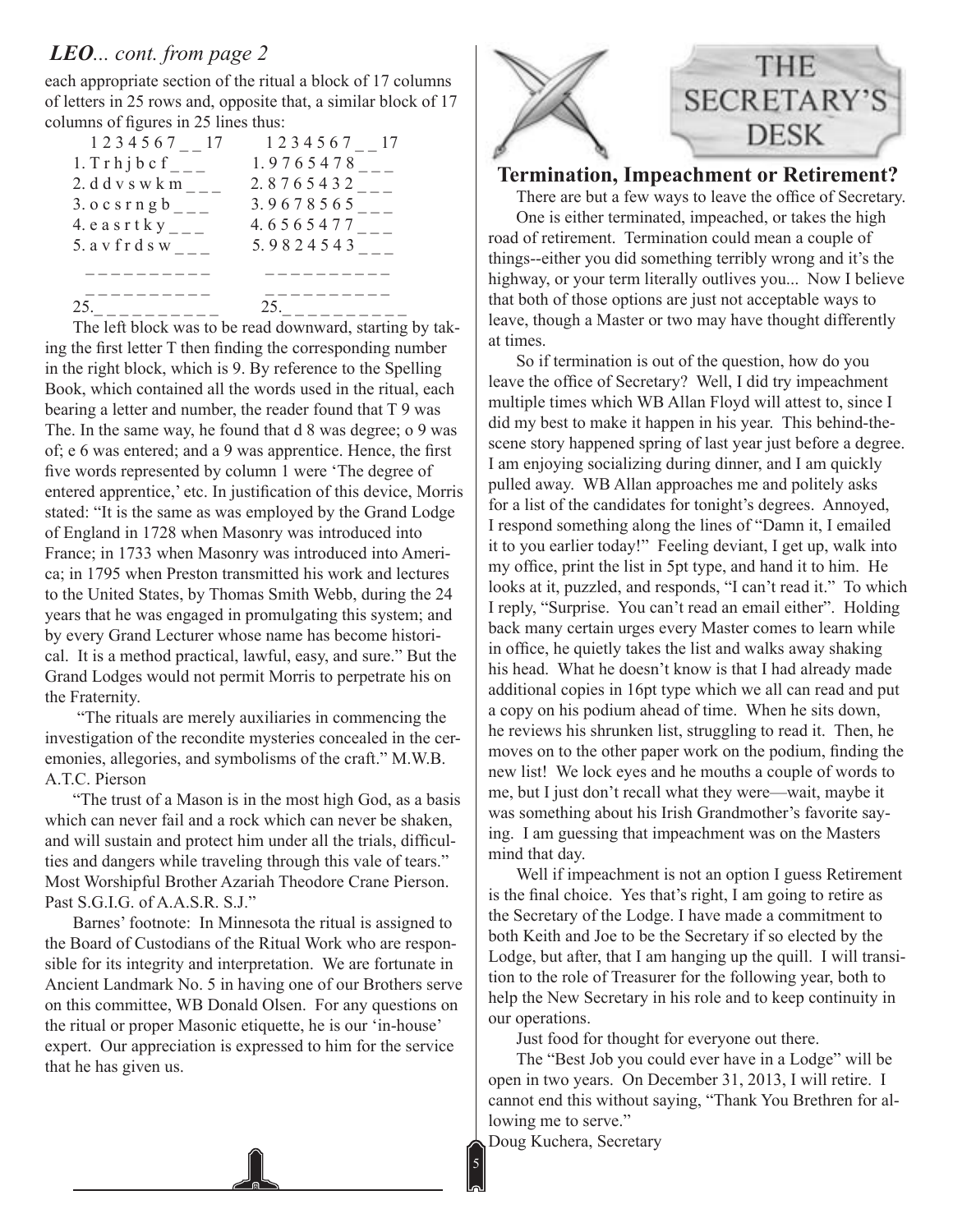## *LEO... cont. from page 2*

each appropriate section of the ritual a block of 17 columns of letters in 25 rows and, opposite that, a similar block of 17 columns of figures in 25 lines thus:

```
  1 2 3 4 5 6 7 _ _ 17        1 2 3 4 5 6 7 _ _ 17
1. T r h j b c f _ _ _       1. 9 7 6 5 4 7 8 _ _ _
2. d d v s w k m _ _ _       2. 8 7 6 5 4 3 2 _ _ _
3. o c s r n g b _ _ _       3. 9 6 7 8 5 6 5 _ _ _
4. e a s r t k y _ _ _       4. 6 5 6 5 4 7 7 _ _ _
5. a v f r d s w _ _ _       5. 9 8 2 4 5 4 3 _ _ _
   _ _ _ _ _ _ _ _ _ _          _ _ _ _ _ _ _ _ _ _
   _ _ _ _ _ _ _ _ _ _          _ _ _ _ _ _ _ _ _ _
25._ _ _ _ _ _ _ _ _ _       25._ _ _ _ _ _ _ _ _ _
```

The left block was to be read downward, starting by taking the first letter T then finding the corresponding number in the right block, which is 9. By reference to the Spelling Book, which contained all the words used in the ritual, each bearing a letter and number, the reader found that T 9 was The. In the same way, he found that d 8 was degree; o 9 was of; e 6 was entered; and a 9 was apprentice. Hence, the first five words represented by column 1 were 'The degree of entered apprentice,' etc. In justification of this device, Morris stated: "It is the same as was employed by the Grand Lodge of England in 1728 when Masonry was introduced into France; in 1733 when Masonry was introduced into America; in 1795 when Preston transmitted his work and lectures to the United States, by Thomas Smith Webb, during the 24 years that he was engaged in promulgating this system; and by every Grand Lecturer whose name has become historical. It is a method practical, lawful, easy, and sure." But the Grand Lodges would not permit Morris to perpetrate his on the Fraternity.

"The rituals are merely auxiliaries in commencing the investigation of the recondite mysteries concealed in the ceremonies, allegories, and symbolisms of the craft." M.W.B. A.T.C. Pierson

"The trust of a Mason is in the most high God, as a basis which can never fail and a rock which can never be shaken, and will sustain and protect him under all the trials, difficulties and dangers while traveling through this vale of tears." Most Worshipful Brother Azariah Theodore Crane Pierson. Past S.G.I.G. of A.A.S.R. S.J."

Barnes' footnote: In Minnesota the ritual is assigned to the Board of Custodians of the Ritual Work who are responsible for its integrity and interpretation. We are fortunate in Ancient Landmark No. 5 in having one of our Brothers serve on this committee, WB Donald Olsen. For any questions on the ritual or proper Masonic etiquette, he is our 'in-house' expert. Our appreciation is expressed to him for the service that he has given us.

# THE SECRETARY'S DESK

## Termination, Impeachment or Retirement?

There are but a few ways to leave the office of Secretary.

One is either terminated, impeached, or takes the high road of retirement. Termination could mean a couple of things--either you did something terribly wrong and it's the highway, or your term literally outlives you... Now I believe that both of those options are just not acceptable ways to leave, though a Master or two may have thought differently at times.

So if termination is out of the question, how do you leave the office of Secretary? Well, I did try impeachment multiple times which WB Allan Floyd will attest to, since I did my best to make it happen in his year. This behind-the-scene story happened spring of last year just before a degree. I am enjoying socializing during dinner, and I am quickly pulled away. WB Allan approaches me and politely asks for a list of the candidates for tonight's degrees. Annoyed, I respond something along the lines of "Damn it, I emailed it to you earlier today!" Feeling deviant, I get up, walk into my office, print the list in 5pt type, and hand it to him. He looks at it, puzzled, and responds, "I can't read it." To which I reply, "Surprise. You can't read an email either". Holding back many certain urges every Master comes to learn while in office, he quietly takes the list and walks away shaking his head. What he doesn't know is that I had already made additional copies in 16pt type which we all can read and put a copy on his podium ahead of time. When he sits down, he reviews his shrunken list, struggling to read it. Then, he moves on to the other paper work on the podium, finding the new list! We lock eyes and he mouths a couple of words to me, but I just don't recall what they were—wait, maybe it was something about his Irish Grandmother's favorite saying. I am guessing that impeachment was on the Masters mind that day.

Well if impeachment is not an option I guess Retirement is the final choice. Yes that's right, I am going to retire as the Secretary of the Lodge. I have made a commitment to both Keith and Joe to be the Secretary if so elected by the Lodge, but after, that I am hanging up the quill. I will transition to the role of Treasurer for the following year, both to help the New Secretary in his role and to keep continuity in our operations.

Just food for thought for everyone out there.

The "Best Job you could ever have in a Lodge" will be open in two years. On December 31, 2013, I will retire. I cannot end this without saying, "Thank You Brethren for allowing me to serve."

Doug Kuchera, Secretary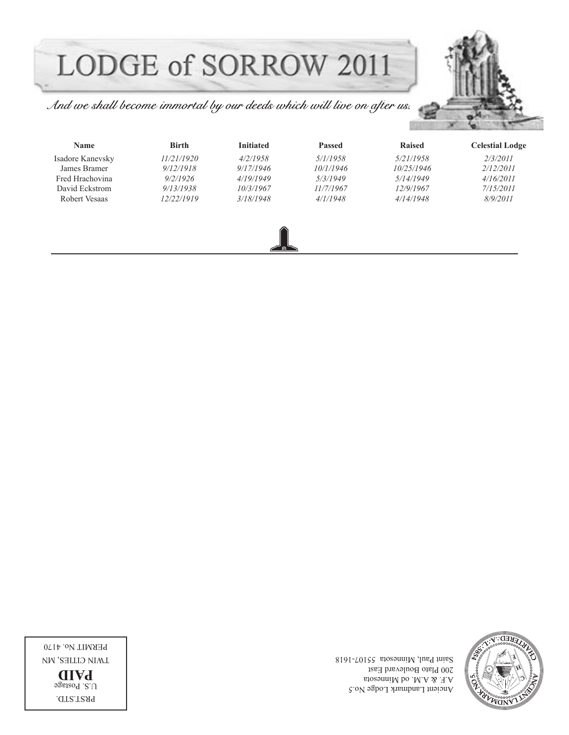# LODGE of SORROW 2011

*And we shall become immortal by our deeds which will live on after us.*

| Name | Birth | Initiated | Passed | Raised | Celestial Lodge |
|---|---|---|---|---|---|
| Isadore Kanevsky | *11/21/1920* | *4/2/1958* | *5/1/1958* | *5/21/1958* | *2/3/2011* |
| James Bramer | *9/12/1918* | *9/17/1946* | *10/1/1946* | *10/25/1946* | *2/12/2011* |
| Fred Hrachovina | *9/2/1926* | *4/19/1949* | *5/3/1949* | *5/14/1949* | *4/16/2011* |
| David Eckstrom | *9/13/1938* | *10/3/1967* | *11/7/1967* | *12/9/1967* | *7/15/2011* |
| Robert Vesaas | *12/22/1919* | *3/18/1948* | *4/1/1948* | *4/14/1948* | *8/9/2011* |

---

PRST.STD.
U.S. Postage
**PAID**
TWIN CITIES, MN
PERMIT No. 4170

ANCIENT LANDMARK NO. 5 CHARTERED A.L. 5854

Ancient Landmark Lodge No.5
A.F. & A.M. od Minnesota
200 Plato Boulevard East
Saint Paul, Minnesota 55107-1618